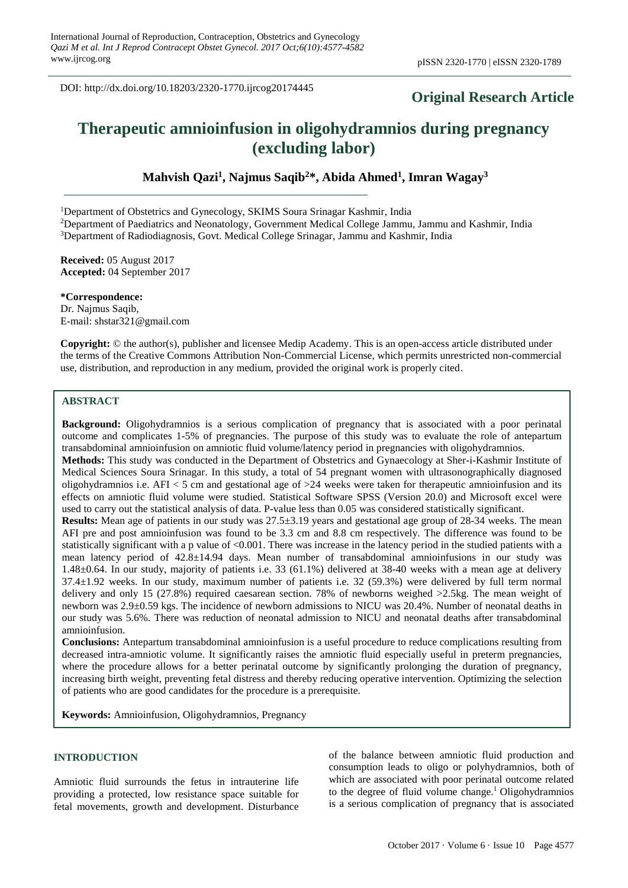DOI: http://dx.doi.org/10.18203/2320-1770.ijrcog20174445

**Original Research Article**

# Therapeutic amnioinfusion in oligohydramnios during pregnancy (excluding labor)

**Mahvish Qazi[1], Najmus Saqib[2]*, Abida Ahmed[1], Imran Wagay[3]**

[1]Department of Obstetrics and Gynecology, SKIMS Soura Srinagar Kashmir, India

[2]Department of Paediatrics and Neonatology, Government Medical College Jammu, Jammu and Kashmir, India

[3]Department of Radiodiagnosis, Govt. Medical College Srinagar, Jammu and Kashmir, India

**Received:** 05 August 2017
**Accepted:** 04 September 2017

**\*Correspondence:**
Dr. Najmus Saqib,
E-mail: shstar321@gmail.com

**Copyright:** © the author(s), publisher and licensee Medip Academy. This is an open-access article distributed under the terms of the Creative Commons Attribution Non-Commercial License, which permits unrestricted non-commercial use, distribution, and reproduction in any medium, provided the original work is properly cited.

## ABSTRACT

**Background:** Oligohydramnios is a serious complication of pregnancy that is associated with a poor perinatal outcome and complicates 1-5% of pregnancies. The purpose of this study was to evaluate the role of antepartum transabdominal amnioinfusion on amniotic fluid volume/latency period in pregnancies with oligohydramnios.

**Methods:** This study was conducted in the Department of Obstetrics and Gynaecology at Sher-i-Kashmir Institute of Medical Sciences Soura Srinagar. In this study, a total of 54 pregnant women with ultrasonographically diagnosed oligohydramnios i.e. AFI < 5 cm and gestational age of >24 weeks were taken for therapeutic amnioinfusion and its effects on amniotic fluid volume were studied. Statistical Software SPSS (Version 20.0) and Microsoft excel were used to carry out the statistical analysis of data. P-value less than 0.05 was considered statistically significant.

**Results:** Mean age of patients in our study was 27.5±3.19 years and gestational age group of 28-34 weeks. The mean AFI pre and post amnioinfusion was found to be 3.3 cm and 8.8 cm respectively. The difference was found to be statistically significant with a p value of <0.001. There was increase in the latency period in the studied patients with a mean latency period of 42.8±14.94 days. Mean number of transabdominal amnioinfusions in our study was 1.48±0.64. In our study, majority of patients i.e. 33 (61.1%) delivered at 38-40 weeks with a mean age at delivery 37.4±1.92 weeks. In our study, maximum number of patients i.e. 32 (59.3%) were delivered by full term normal delivery and only 15 (27.8%) required caesarean section. 78% of newborns weighed >2.5kg. The mean weight of newborn was 2.9±0.59 kgs. The incidence of newborn admissions to NICU was 20.4%. Number of neonatal deaths in our study was 5.6%. There was reduction of neonatal admission to NICU and neonatal deaths after transabdominal amnioinfusion.

**Conclusions:** Antepartum transabdominal amnioinfusion is a useful procedure to reduce complications resulting from decreased intra-amniotic volume. It significantly raises the amniotic fluid especially useful in preterm pregnancies, where the procedure allows for a better perinatal outcome by significantly prolonging the duration of pregnancy, increasing birth weight, preventing fetal distress and thereby reducing operative intervention. Optimizing the selection of patients who are good candidates for the procedure is a prerequisite.

**Keywords:** Amnioinfusion, Oligohydramnios, Pregnancy

## INTRODUCTION

Amniotic fluid surrounds the fetus in intrauterine life providing a protected, low resistance space suitable for fetal movements, growth and development. Disturbance of the balance between amniotic fluid production and consumption leads to oligo or polyhydramnios, both of which are associated with poor perinatal outcome related to the degree of fluid volume change.[1] Oligohydramnios is a serious complication of pregnancy that is associated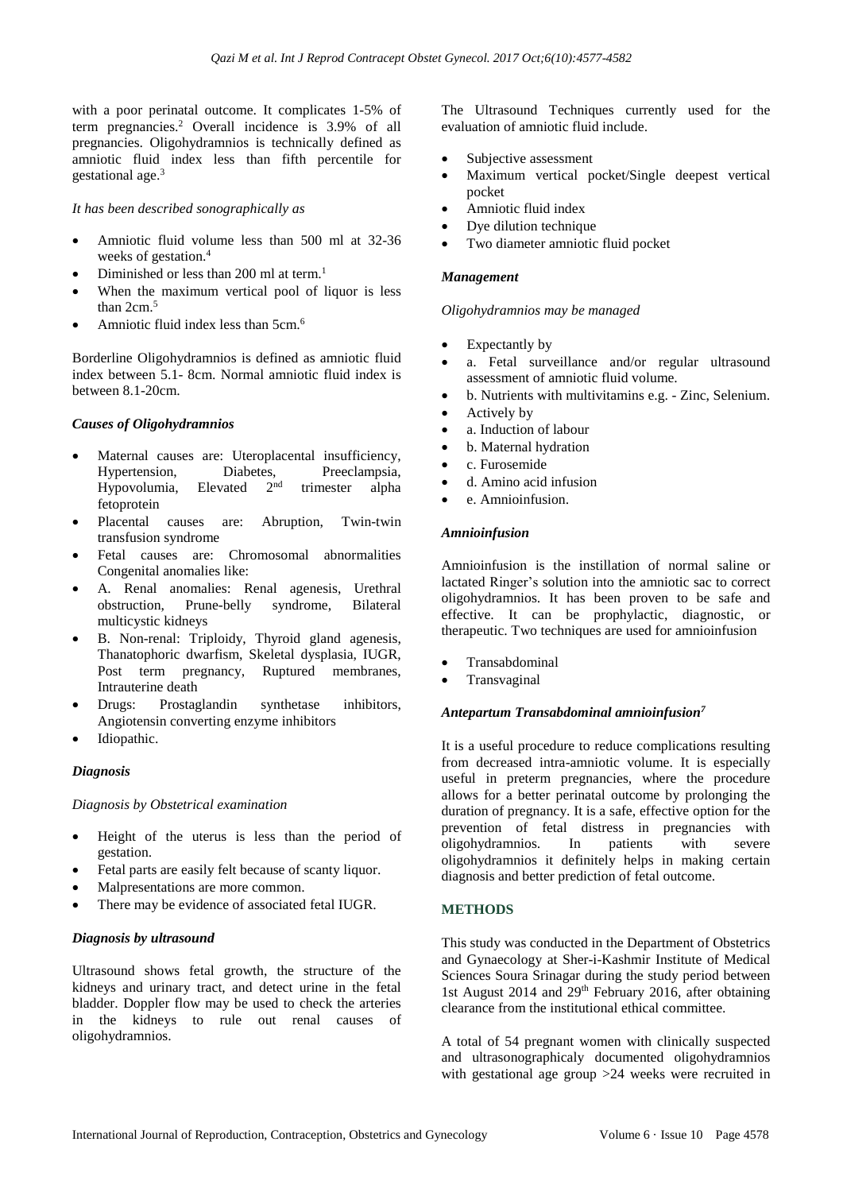with a poor perinatal outcome. It complicates 1-5% of term pregnancies.[2] Overall incidence is 3.9% of all pregnancies. Oligohydramnios is technically defined as amniotic fluid index less than fifth percentile for gestational age.[3]

*It has been described sonographically as*

- Amniotic fluid volume less than 500 ml at 32-36 weeks of gestation.[4]
- Diminished or less than 200 ml at term.[1]
- When the maximum vertical pool of liquor is less than 2cm.[5]
- Amniotic fluid index less than 5cm.[6]

Borderline Oligohydramnios is defined as amniotic fluid index between 5.1- 8cm. Normal amniotic fluid index is between 8.1-20cm.

### *Causes of Oligohydramnios*

- Maternal causes are: Uteroplacental insufficiency, Hypertension, Diabetes, Preeclampsia, Hypovolumia, Elevated 2nd trimester alpha fetoprotein
- Placental causes are: Abruption, Twin-twin transfusion syndrome
- Fetal causes are: Chromosomal abnormalities Congenital anomalies like:
- A. Renal anomalies: Renal agenesis, Urethral obstruction, Prune-belly syndrome, Bilateral multicystic kidneys
- B. Non-renal: Triploidy, Thyroid gland agenesis, Thanatophoric dwarfism, Skeletal dysplasia, IUGR, Post term pregnancy, Ruptured membranes, Intrauterine death
- Drugs: Prostaglandin synthetase inhibitors, Angiotensin converting enzyme inhibitors
- Idiopathic.

### *Diagnosis*

*Diagnosis by Obstetrical examination*

- Height of the uterus is less than the period of gestation.
- Fetal parts are easily felt because of scanty liquor.
- Malpresentations are more common.
- There may be evidence of associated fetal IUGR.

### *Diagnosis by ultrasound*

Ultrasound shows fetal growth, the structure of the kidneys and urinary tract, and detect urine in the fetal bladder. Doppler flow may be used to check the arteries in the kidneys to rule out renal causes of oligohydramnios.

The Ultrasound Techniques currently used for the evaluation of amniotic fluid include.

- Subjective assessment
- Maximum vertical pocket/Single deepest vertical pocket
- Amniotic fluid index
- Dye dilution technique
- Two diameter amniotic fluid pocket

### *Management*

*Oligohydramnios may be managed*

- Expectantly by
- a. Fetal surveillance and/or regular ultrasound assessment of amniotic fluid volume.
- b. Nutrients with multivitamins e.g. - Zinc, Selenium.
- Actively by
- a. Induction of labour
- b. Maternal hydration
- c. Furosemide
- d. Amino acid infusion
- e. Amnioinfusion.

### *Amnioinfusion*

Amnioinfusion is the instillation of normal saline or lactated Ringer's solution into the amniotic sac to correct oligohydramnios. It has been proven to be safe and effective. It can be prophylactic, diagnostic, or therapeutic. Two techniques are used for amnioinfusion

- Transabdominal
- Transvaginal

### *Antepartum Transabdominal amnioinfusion*[7]

It is a useful procedure to reduce complications resulting from decreased intra-amniotic volume. It is especially useful in preterm pregnancies, where the procedure allows for a better perinatal outcome by prolonging the duration of pregnancy. It is a safe, effective option for the prevention of fetal distress in pregnancies with oligohydramnios. In patients with severe oligohydramnios it definitely helps in making certain diagnosis and better prediction of fetal outcome.

## METHODS

This study was conducted in the Department of Obstetrics and Gynaecology at Sher-i-Kashmir Institute of Medical Sciences Soura Srinagar during the study period between 1st August 2014 and 29th February 2016, after obtaining clearance from the institutional ethical committee.

A total of 54 pregnant women with clinically suspected and ultrasonographicaly documented oligohydramnios with gestational age group >24 weeks were recruited in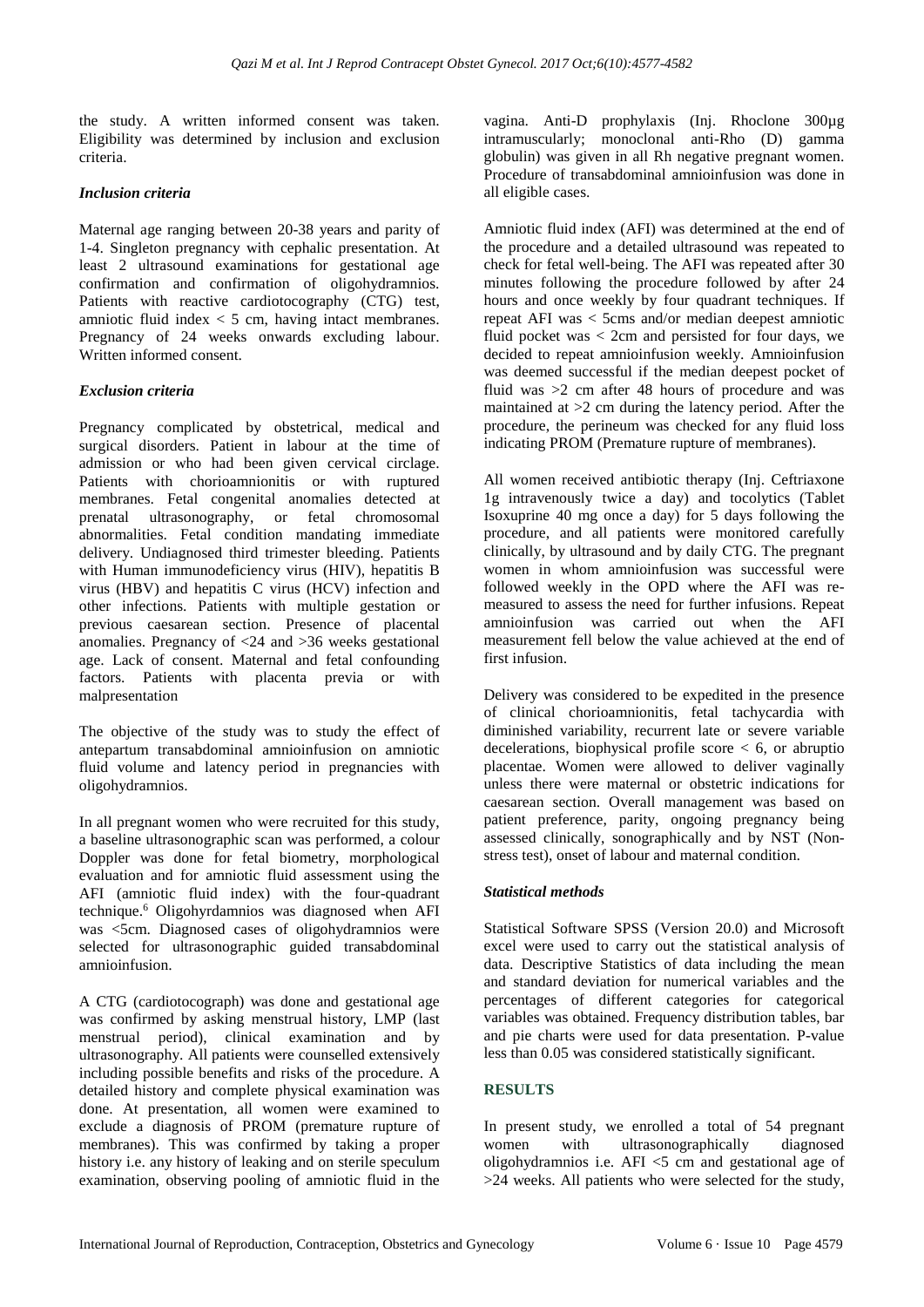the study. A written informed consent was taken. Eligibility was determined by inclusion and exclusion criteria.

### *Inclusion criteria*

Maternal age ranging between 20-38 years and parity of 1-4. Singleton pregnancy with cephalic presentation. At least 2 ultrasound examinations for gestational age confirmation and confirmation of oligohydramnios. Patients with reactive cardiotocography (CTG) test, amniotic fluid index < 5 cm, having intact membranes. Pregnancy of 24 weeks onwards excluding labour. Written informed consent.

### *Exclusion criteria*

Pregnancy complicated by obstetrical, medical and surgical disorders. Patient in labour at the time of admission or who had been given cervical circlage. Patients with chorioamnionitis or with ruptured membranes. Fetal congenital anomalies detected at prenatal ultrasonography, or fetal chromosomal abnormalities. Fetal condition mandating immediate delivery. Undiagnosed third trimester bleeding. Patients with Human immunodeficiency virus (HIV), hepatitis B virus (HBV) and hepatitis C virus (HCV) infection and other infections. Patients with multiple gestation or previous caesarean section. Presence of placental anomalies. Pregnancy of <24 and >36 weeks gestational age. Lack of consent. Maternal and fetal confounding factors. Patients with placenta previa or with malpresentation

The objective of the study was to study the effect of antepartum transabdominal amnioinfusion on amniotic fluid volume and latency period in pregnancies with oligohydramnios.

In all pregnant women who were recruited for this study, a baseline ultrasonographic scan was performed, a colour Doppler was done for fetal biometry, morphological evaluation and for amniotic fluid assessment using the AFI (amniotic fluid index) with the four-quadrant technique.[6] Oligohyrdamnios was diagnosed when AFI was <5cm. Diagnosed cases of oligohydramnios were selected for ultrasonographic guided transabdominal amnioinfusion.

A CTG (cardiotocograph) was done and gestational age was confirmed by asking menstrual history, LMP (last menstrual period), clinical examination and by ultrasonography. All patients were counselled extensively including possible benefits and risks of the procedure. A detailed history and complete physical examination was done. At presentation, all women were examined to exclude a diagnosis of PROM (premature rupture of membranes). This was confirmed by taking a proper history i.e. any history of leaking and on sterile speculum examination, observing pooling of amniotic fluid in the vagina. Anti-D prophylaxis (Inj. Rhoclone 300µg intramuscularly; monoclonal anti-Rho (D) gamma globulin) was given in all Rh negative pregnant women. Procedure of transabdominal amnioinfusion was done in all eligible cases.

Amniotic fluid index (AFI) was determined at the end of the procedure and a detailed ultrasound was repeated to check for fetal well-being. The AFI was repeated after 30 minutes following the procedure followed by after 24 hours and once weekly by four quadrant techniques. If repeat AFI was < 5cms and/or median deepest amniotic fluid pocket was < 2cm and persisted for four days, we decided to repeat amnioinfusion weekly. Amnioinfusion was deemed successful if the median deepest pocket of fluid was >2 cm after 48 hours of procedure and was maintained at >2 cm during the latency period. After the procedure, the perineum was checked for any fluid loss indicating PROM (Premature rupture of membranes).

All women received antibiotic therapy (Inj. Ceftriaxone 1g intravenously twice a day) and tocolytics (Tablet Isoxuprine 40 mg once a day) for 5 days following the procedure, and all patients were monitored carefully clinically, by ultrasound and by daily CTG. The pregnant women in whom amnioinfusion was successful were followed weekly in the OPD where the AFI was re-measured to assess the need for further infusions. Repeat amnioinfusion was carried out when the AFI measurement fell below the value achieved at the end of first infusion.

Delivery was considered to be expedited in the presence of clinical chorioamnionitis, fetal tachycardia with diminished variability, recurrent late or severe variable decelerations, biophysical profile score < 6, or abruptio placentae. Women were allowed to deliver vaginally unless there were maternal or obstetric indications for caesarean section. Overall management was based on patient preference, parity, ongoing pregnancy being assessed clinically, sonographically and by NST (Non-stress test), onset of labour and maternal condition.

### *Statistical methods*

Statistical Software SPSS (Version 20.0) and Microsoft excel were used to carry out the statistical analysis of data. Descriptive Statistics of data including the mean and standard deviation for numerical variables and the percentages of different categories for categorical variables was obtained. Frequency distribution tables, bar and pie charts were used for data presentation. P-value less than 0.05 was considered statistically significant.

## RESULTS

In present study, we enrolled a total of 54 pregnant women with ultrasonographically diagnosed oligohydramnios i.e. AFI <5 cm and gestational age of >24 weeks. All patients who were selected for the study,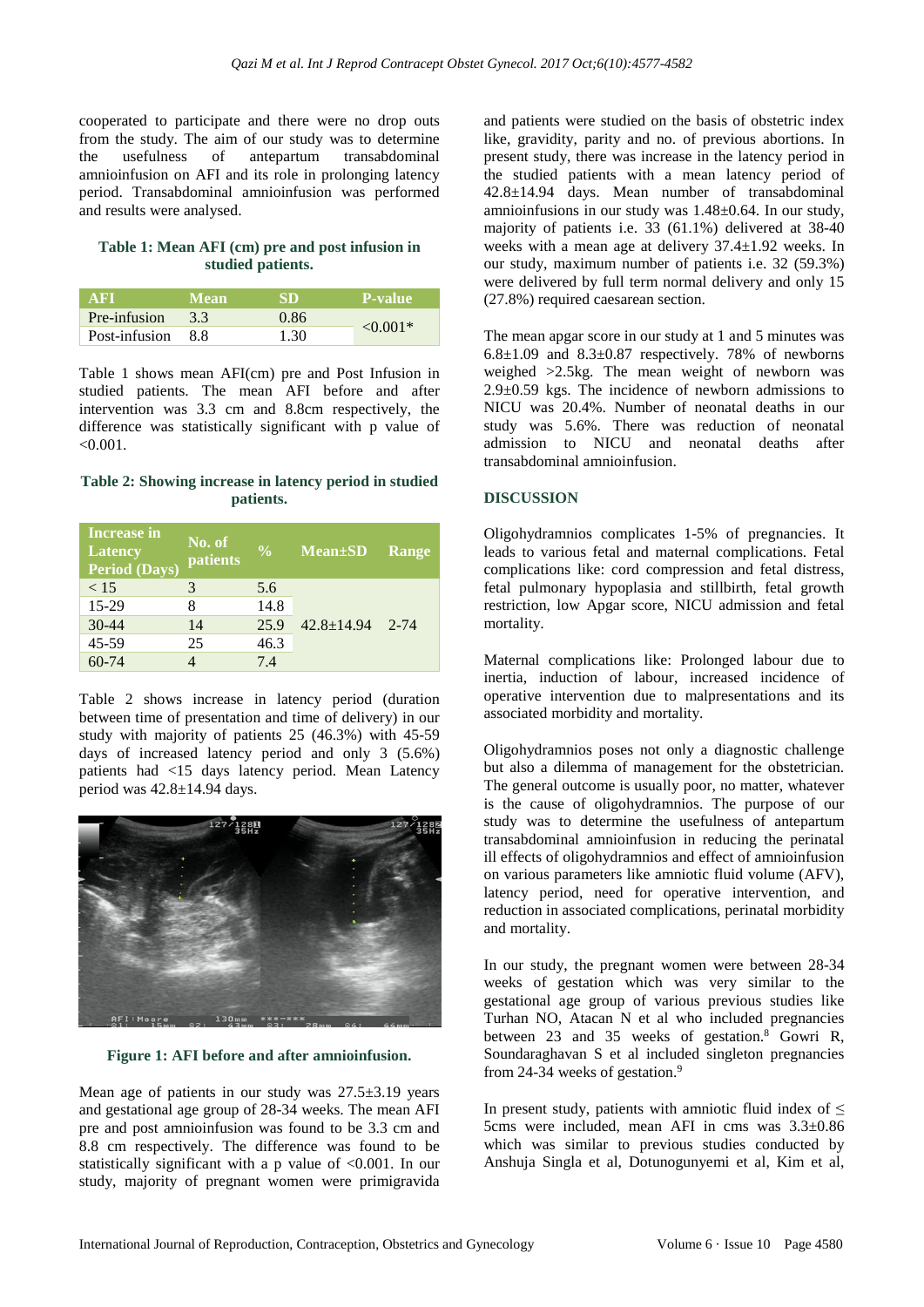cooperated to participate and there were no drop outs from the study. The aim of our study was to determine the usefulness of antepartum transabdominal amnioinfusion on AFI and its role in prolonging latency period. Transabdominal amnioinfusion was performed and results were analysed.

**Table 1: Mean AFI (cm) pre and post infusion in studied patients.**

| AFI | Mean | SD | P-value |
|---|---|---|---|
| Pre-infusion | 3.3 | 0.86 | <0.001* |
| Post-infusion | 8.8 | 1.30 | |

Table 1 shows mean AFI(cm) pre and Post Infusion in studied patients. The mean AFI before and after intervention was 3.3 cm and 8.8cm respectively, the difference was statistically significant with p value of <0.001.

**Table 2: Showing increase in latency period in studied patients.**

| Increase in Latency Period (Days) | No. of patients | % | Mean±SD | Range |
|---|---|---|---|---|
| < 15 | 3 | 5.6 | 42.8±14.94 | 2-74 |
| 15-29 | 8 | 14.8 | | |
| 30-44 | 14 | 25.9 | | |
| 45-59 | 25 | 46.3 | | |
| 60-74 | 4 | 7.4 | | |

Table 2 shows increase in latency period (duration between time of presentation and time of delivery) in our study with majority of patients 25 (46.3%) with 45-59 days of increased latency period and only 3 (5.6%) patients had <15 days latency period. Mean Latency period was 42.8±14.94 days.

**Figure 1: AFI before and after amnioinfusion.**

Mean age of patients in our study was 27.5±3.19 years and gestational age group of 28-34 weeks. The mean AFI pre and post amnioinfusion was found to be 3.3 cm and 8.8 cm respectively. The difference was found to be statistically significant with a p value of <0.001. In our study, majority of pregnant women were primigravida and patients were studied on the basis of obstetric index like, gravidity, parity and no. of previous abortions. In present study, there was increase in the latency period in the studied patients with a mean latency period of 42.8±14.94 days. Mean number of transabdominal amnioinfusions in our study was 1.48±0.64. In our study, majority of patients i.e. 33 (61.1%) delivered at 38-40 weeks with a mean age at delivery 37.4±1.92 weeks. In our study, maximum number of patients i.e. 32 (59.3%) were delivered by full term normal delivery and only 15 (27.8%) required caesarean section.

The mean apgar score in our study at 1 and 5 minutes was 6.8±1.09 and 8.3±0.87 respectively. 78% of newborns weighed >2.5kg. The mean weight of newborn was 2.9±0.59 kgs. The incidence of newborn admissions to NICU was 20.4%. Number of neonatal deaths in our study was 5.6%. There was reduction of neonatal admission to NICU and neonatal deaths after transabdominal amnioinfusion.

## DISCUSSION

Oligohydramnios complicates 1-5% of pregnancies. It leads to various fetal and maternal complications. Fetal complications like: cord compression and fetal distress, fetal pulmonary hypoplasia and stillbirth, fetal growth restriction, low Apgar score, NICU admission and fetal mortality.

Maternal complications like: Prolonged labour due to inertia, induction of labour, increased incidence of operative intervention due to malpresentations and its associated morbidity and mortality.

Oligohydramnios poses not only a diagnostic challenge but also a dilemma of management for the obstetrician. The general outcome is usually poor, no matter, whatever is the cause of oligohydramnios. The purpose of our study was to determine the usefulness of antepartum transabdominal amnioinfusion in reducing the perinatal ill effects of oligohydramnios and effect of amnioinfusion on various parameters like amniotic fluid volume (AFV), latency period, need for operative intervention, and reduction in associated complications, perinatal morbidity and mortality.

In our study, the pregnant women were between 28-34 weeks of gestation which was very similar to the gestational age group of various previous studies like Turhan NO, Atacan N et al who included pregnancies between 23 and 35 weeks of gestation.[8] Gowri R, Soundaraghavan S et al included singleton pregnancies from 24-34 weeks of gestation.[9]

In present study, patients with amniotic fluid index of ≤ 5cms were included, mean AFI in cms was 3.3±0.86 which was similar to previous studies conducted by Anshuja Singla et al, Dotunogunyemi et al, Kim et al,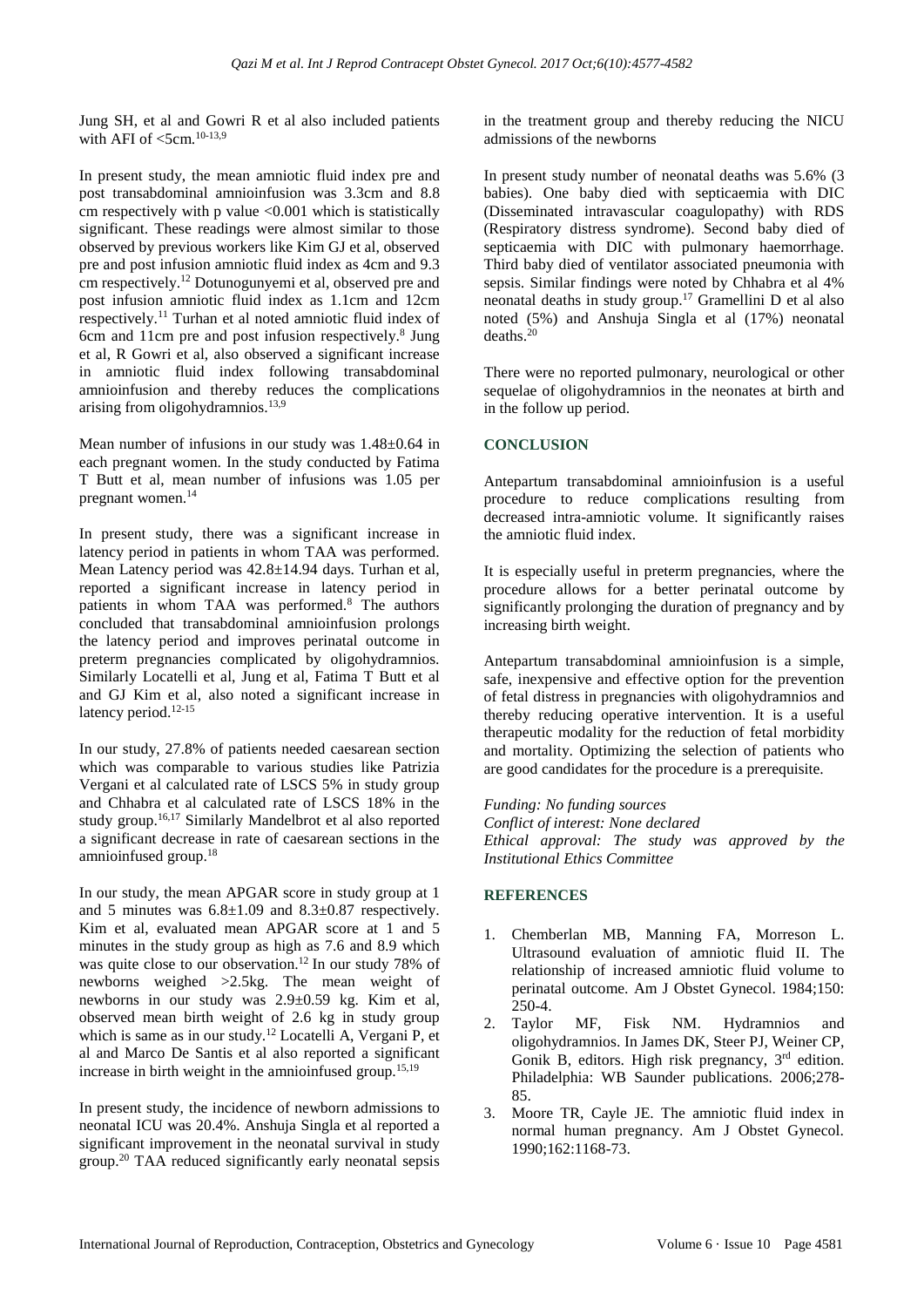Jung SH, et al and Gowri R et al also included patients with AFI of <5cm.[10-13,9]

In present study, the mean amniotic fluid index pre and post transabdominal amnioinfusion was 3.3cm and 8.8 cm respectively with p value <0.001 which is statistically significant. These readings were almost similar to those observed by previous workers like Kim GJ et al, observed pre and post infusion amniotic fluid index as 4cm and 9.3 cm respectively.[12] Dotunogunyemi et al, observed pre and post infusion amniotic fluid index as 1.1cm and 12cm respectively.[11] Turhan et al noted amniotic fluid index of 6cm and 11cm pre and post infusion respectively.[8] Jung et al, R Gowri et al, also observed a significant increase in amniotic fluid index following transabdominal amnioinfusion and thereby reduces the complications arising from oligohydramnios.[13,9]

Mean number of infusions in our study was 1.48±0.64 in each pregnant women. In the study conducted by Fatima T Butt et al, mean number of infusions was 1.05 per pregnant women.[14]

In present study, there was a significant increase in latency period in patients in whom TAA was performed. Mean Latency period was 42.8±14.94 days. Turhan et al, reported a significant increase in latency period in patients in whom TAA was performed.[8] The authors concluded that transabdominal amnioinfusion prolongs the latency period and improves perinatal outcome in preterm pregnancies complicated by oligohydramnios. Similarly Locatelli et al, Jung et al, Fatima T Butt et al and GJ Kim et al, also noted a significant increase in latency period.[12-15]

In our study, 27.8% of patients needed caesarean section which was comparable to various studies like Patrizia Vergani et al calculated rate of LSCS 5% in study group and Chhabra et al calculated rate of LSCS 18% in the study group.[16,17] Similarly Mandelbrot et al also reported a significant decrease in rate of caesarean sections in the amnioinfused group.[18]

In our study, the mean APGAR score in study group at 1 and 5 minutes was 6.8±1.09 and 8.3±0.87 respectively. Kim et al, evaluated mean APGAR score at 1 and 5 minutes in the study group as high as 7.6 and 8.9 which was quite close to our observation.[12] In our study 78% of newborns weighed >2.5kg. The mean weight of newborns in our study was 2.9±0.59 kg. Kim et al, observed mean birth weight of 2.6 kg in study group which is same as in our study.[12] Locatelli A, Vergani P, et al and Marco De Santis et al also reported a significant increase in birth weight in the amnioinfused group.[15,19]

In present study, the incidence of newborn admissions to neonatal ICU was 20.4%. Anshuja Singla et al reported a significant improvement in the neonatal survival in study group.[20] TAA reduced significantly early neonatal sepsis in the treatment group and thereby reducing the NICU admissions of the newborns

In present study number of neonatal deaths was 5.6% (3 babies). One baby died with septicaemia with DIC (Disseminated intravascular coagulopathy) with RDS (Respiratory distress syndrome). Second baby died of septicaemia with DIC with pulmonary haemorrhage. Third baby died of ventilator associated pneumonia with sepsis. Similar findings were noted by Chhabra et al 4% neonatal deaths in study group.[17] Gramellini D et al also noted (5%) and Anshuja Singla et al (17%) neonatal deaths.[20]

There were no reported pulmonary, neurological or other sequelae of oligohydramnios in the neonates at birth and in the follow up period.

## CONCLUSION

Antepartum transabdominal amnioinfusion is a useful procedure to reduce complications resulting from decreased intra-amniotic volume. It significantly raises the amniotic fluid index.

It is especially useful in preterm pregnancies, where the procedure allows for a better perinatal outcome by significantly prolonging the duration of pregnancy and by increasing birth weight.

Antepartum transabdominal amnioinfusion is a simple, safe, inexpensive and effective option for the prevention of fetal distress in pregnancies with oligohydramnios and thereby reducing operative intervention. It is a useful therapeutic modality for the reduction of fetal morbidity and mortality. Optimizing the selection of patients who are good candidates for the procedure is a prerequisite.

*Funding: No funding sources*
*Conflict of interest: None declared*
*Ethical approval: The study was approved by the Institutional Ethics Committee*

## REFERENCES

1. Chemberlan MB, Manning FA, Morreson L. Ultrasound evaluation of amniotic fluid II. The relationship of increased amniotic fluid volume to perinatal outcome. Am J Obstet Gynecol. 1984;150: 250-4.
2. Taylor MF, Fisk NM. Hydramnios and oligohydramnios. In James DK, Steer PJ, Weiner CP, Gonik B, editors. High risk pregnancy, 3rd edition. Philadelphia: WB Saunder publications. 2006;278-85.
3. Moore TR, Cayle JE. The amniotic fluid index in normal human pregnancy. Am J Obstet Gynecol. 1990;162:1168-73.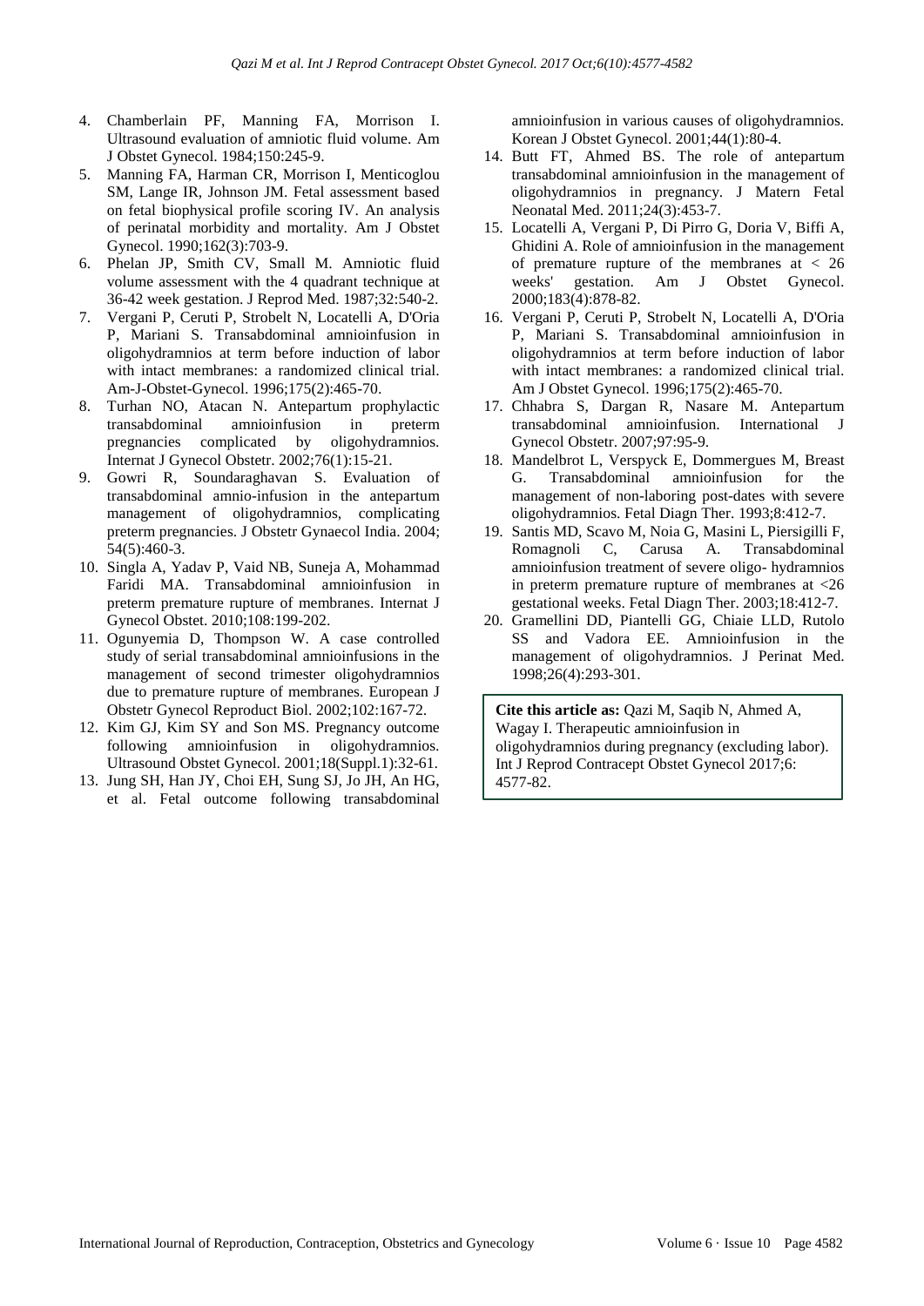4. Chamberlain PF, Manning FA, Morrison I. Ultrasound evaluation of amniotic fluid volume. Am J Obstet Gynecol. 1984;150:245-9.
5. Manning FA, Harman CR, Morrison I, Menticoglou SM, Lange IR, Johnson JM. Fetal assessment based on fetal biophysical profile scoring IV. An analysis of perinatal morbidity and mortality. Am J Obstet Gynecol. 1990;162(3):703-9.
6. Phelan JP, Smith CV, Small M. Amniotic fluid volume assessment with the 4 quadrant technique at 36-42 week gestation. J Reprod Med. 1987;32:540-2.
7. Vergani P, Ceruti P, Strobelt N, Locatelli A, D'Oria P, Mariani S. Transabdominal amnioinfusion in oligohydramnios at term before induction of labor with intact membranes: a randomized clinical trial. Am-J-Obstet-Gynecol. 1996;175(2):465-70.
8. Turhan NO, Atacan N. Antepartum prophylactic transabdominal amnioinfusion in preterm pregnancies complicated by oligohydramnios. Internat J Gynecol Obstetr. 2002;76(1):15-21.
9. Gowri R, Soundaraghavan S. Evaluation of transabdominal amnio-infusion in the antepartum management of oligohydramnios, complicating preterm pregnancies. J Obstetr Gynaecol India. 2004; 54(5):460-3.
10. Singla A, Yadav P, Vaid NB, Suneja A, Mohammad Faridi MA. Transabdominal amnioinfusion in preterm premature rupture of membranes. Internat J Gynecol Obstet. 2010;108:199-202.
11. Ogunyemia D, Thompson W. A case controlled study of serial transabdominal amnioinfusions in the management of second trimester oligohydramnios due to premature rupture of membranes. European J Obstetr Gynecol Reproduct Biol. 2002;102:167-72.
12. Kim GJ, Kim SY and Son MS. Pregnancy outcome following amnioinfusion in oligohydramnios. Ultrasound Obstet Gynecol. 2001;18(Suppl.1):32-61.
13. Jung SH, Han JY, Choi EH, Sung SJ, Jo JH, An HG, et al. Fetal outcome following transabdominal amnioinfusion in various causes of oligohydramnios. Korean J Obstet Gynecol. 2001;44(1):80-4.
14. Butt FT, Ahmed BS. The role of antepartum transabdominal amnioinfusion in the management of oligohydramnios in pregnancy. J Matern Fetal Neonatal Med. 2011;24(3):453-7.
15. Locatelli A, Vergani P, Di Pirro G, Doria V, Biffi A, Ghidini A. Role of amnioinfusion in the management of premature rupture of the membranes at < 26 weeks' gestation. Am J Obstet Gynecol. 2000;183(4):878-82.
16. Vergani P, Ceruti P, Strobelt N, Locatelli A, D'Oria P, Mariani S. Transabdominal amnioinfusion in oligohydramnios at term before induction of labor with intact membranes: a randomized clinical trial. Am J Obstet Gynecol. 1996;175(2):465-70.
17. Chhabra S, Dargan R, Nasare M. Antepartum transabdominal amnioinfusion. International J Gynecol Obstetr. 2007;97:95-9.
18. Mandelbrot L, Verspyck E, Dommergues M, Breast G. Transabdominal amnioinfusion for the management of non-laboring post-dates with severe oligohydramnios. Fetal Diagn Ther. 1993;8:412-7.
19. Santis MD, Scavo M, Noia G, Masini L, Piersigilli F, Romagnoli C, Carusa A. Transabdominal amnioinfusion treatment of severe oligo- hydramnios in preterm premature rupture of membranes at <26 gestational weeks. Fetal Diagn Ther. 2003;18:412-7.
20. Gramellini DD, Piantelli GG, Chiaie LLD, Rutolo SS and Vadora EE. Amnioinfusion in the management of oligohydramnios. J Perinat Med. 1998;26(4):293-301.

**Cite this article as:** Qazi M, Saqib N, Ahmed A, Wagay I. Therapeutic amnioinfusion in oligohydramnios during pregnancy (excluding labor). Int J Reprod Contracept Obstet Gynecol 2017;6: 4577-82.